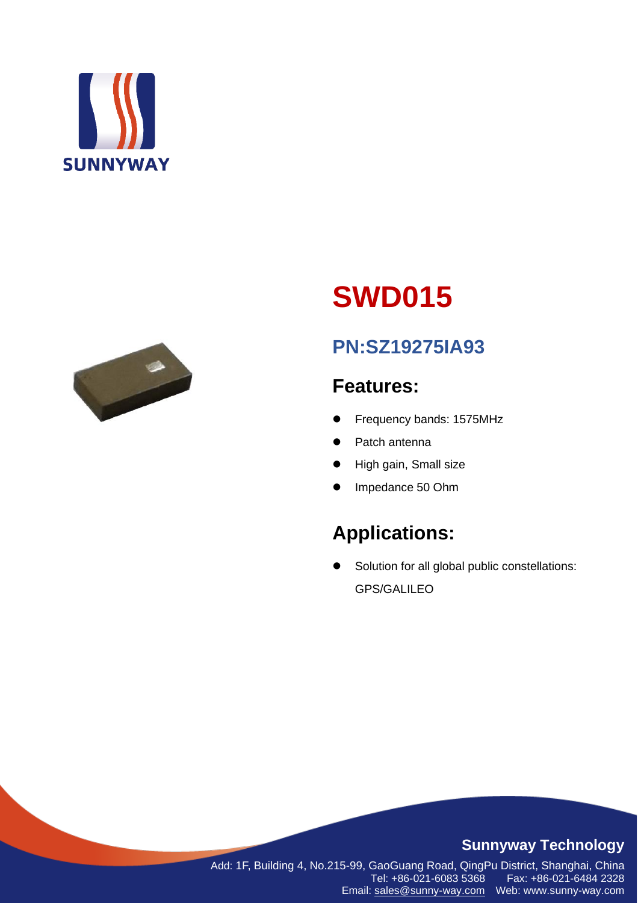SUNNYWAY

# SWD015

## PN:SZ19275IA93

## Features:

- Frequency bands: 1575MHz
- Patch antenna
- High gain, Small size
- Impedance 50 Ohm

## Applications:

- Solution for all global public constellations: GPS/GALILEO

**Sunnyway Technology**

Add: 1F, Building 4, No.215-99, GaoGuang Road, QingPu District, Shanghai, China
Tel: +86-021-6083 5368 Fax: +86-021-6484 2328
Email: sales@sunny-way.com Web: www.sunny-way.com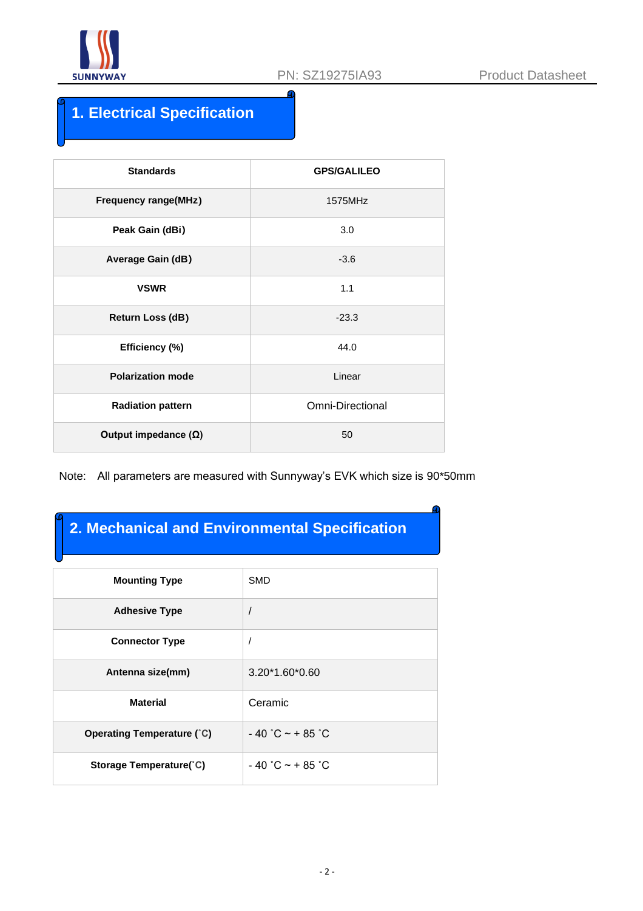## 1. Electrical Specification

| Standards | GPS/GALILEO |
|---|---|
| Frequency range(MHz) | 1575MHz |
| Peak Gain (dBi) | 3.0 |
| Average Gain (dB) | -3.6 |
| VSWR | 1.1 |
| Return Loss (dB) | -23.3 |
| Efficiency (%) | 44.0 |
| Polarization mode | Linear |
| Radiation pattern | Omni-Directional |
| Output impedance (Ω) | 50 |

Note: All parameters are measured with Sunnyway's EVK which size is 90*50mm

## 2. Mechanical and Environmental Specification

| Mounting Type | SMD |
|---|---|
| Adhesive Type | / |
| Connector Type | / |
| Antenna size(mm) | 3.20*1.60*0.60 |
| Material | Ceramic |
| Operating Temperature (˚C) | - 40 ˚C ~ + 85 ˚C |
| Storage Temperature(˚C) | - 40 ˚C ~ + 85 ˚C |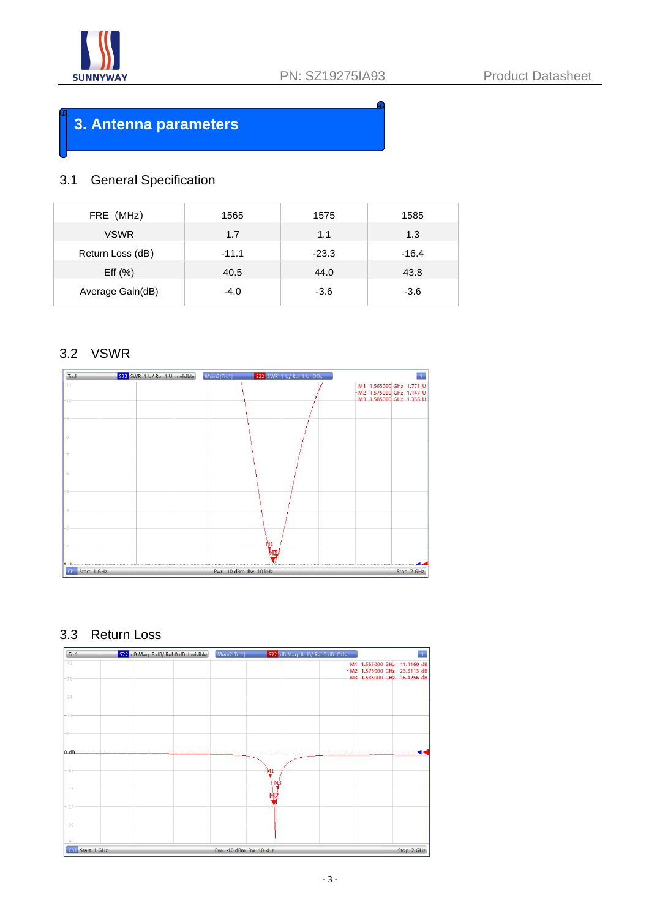# 3. Antenna parameters

## 3.1 General Specification

| FRE (MHz) | 1565 | 1575 | 1585 |
|---|---|---|---|
| VSWR | 1.7 | 1.1 | 1.3 |
| Return Loss (dB) | -11.1 | -23.3 | -16.4 |
| Eff (%) | 40.5 | 44.0 | 43.8 |
| Average Gain(dB) | -4.0 | -3.6 | -3.6 |

## 3.2 VSWR

Trc1 S22 SWR 1 U/ Ref 1 U Invisible | Mem2[Trc1] S22 SWR 1 U/ Ref 1 U Offs

M1 1.565000 GHz 1.771 U
M2 1.575000 GHz 1.147 U
M3 1.585000 GHz 1.356 U

Ch1 Start 1 GHz | Pwr -10 dBm Bw 10 kHz | Stop 2 GHz

## 3.3 Return Loss

Trc1 S22 dB Mag 8 dB/ Ref 0 dB Invisible | Mem2[Trc1] S22 dB Mag 8 dB/ Ref 0 dB Offs

M1 1.565000 GHz -11.1160 dB
M2 1.575000 GHz -23.3113 dB
M3 1.585000 GHz -16.4256 dB

Ch1 Start 1 GHz | Pwr -10 dBm Bw 10 kHz | Stop 2 GHz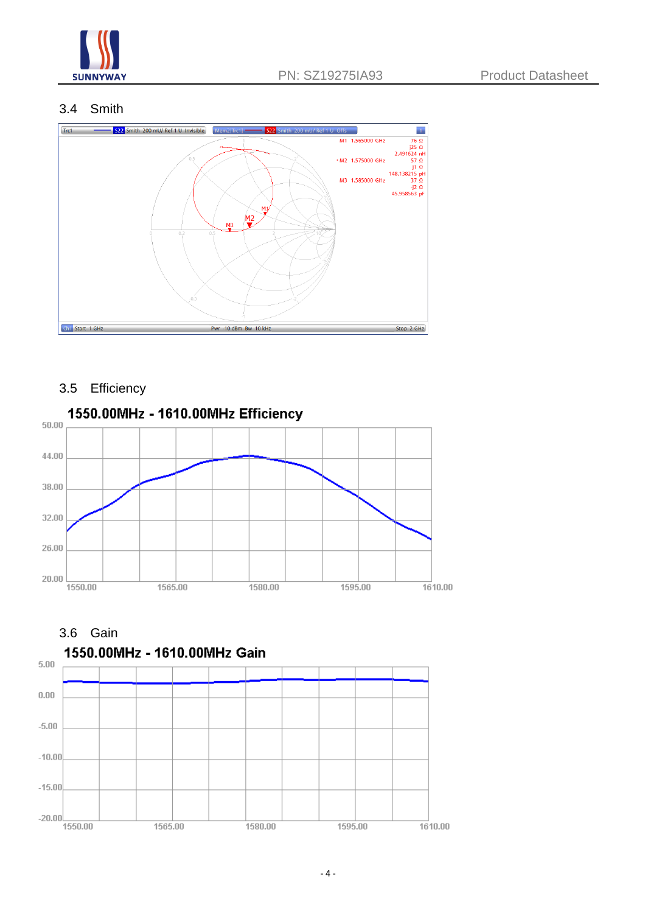### 3.4 Smith

Trc1 S22 Smith 200 mU/ Ref 1 U Invisible Mem2[Trc1] S22 Smith 200 mU/ Ref 1 U Offs

M1 1.565000 GHz 76 Ω j25 Ω 2.491624 nH

• M2 1.575000 GHz 57 Ω j1 Ω 148.138215 pH

M3 1.585000 GHz 37 Ω -j2 Ω 45.958563 pF

Ch1 Start 1 GHz Pwr -10 dBm Bw 10 kHz Stop 2 GHz

### 3.5 Efficiency

**1550.00MHz - 1610.00MHz Efficiency**

### 3.6 Gain

**1550.00MHz - 1610.00MHz Gain**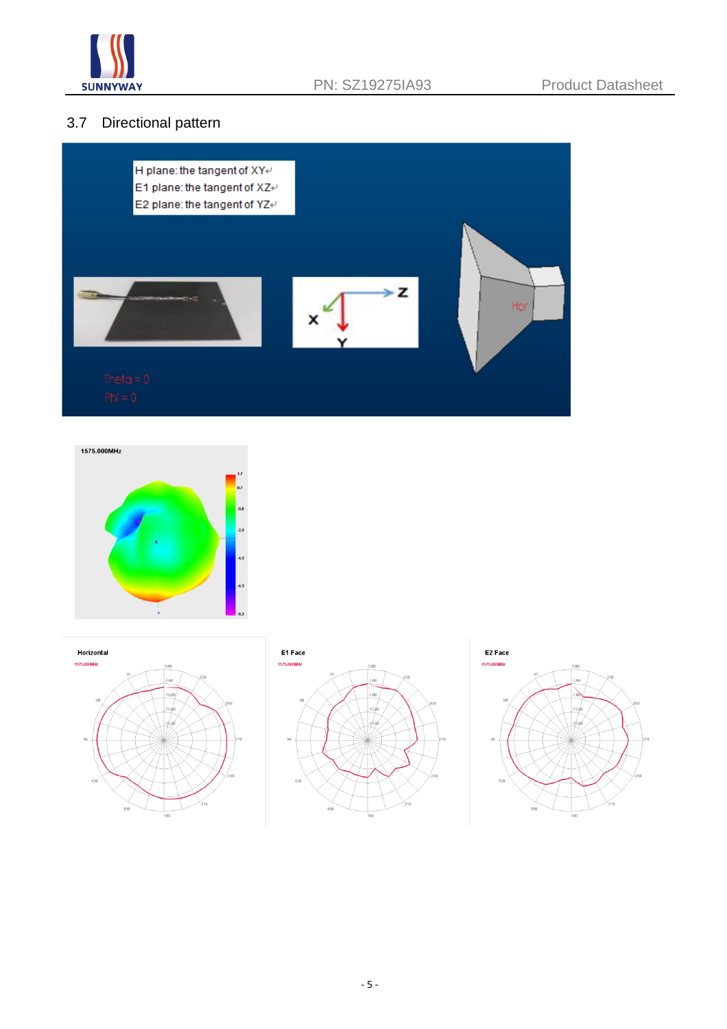## 3.7 Directional pattern

H plane: the tangent of XY
E1 plane: the tangent of XZ
E2 plane: the tangent of YZ

Theta = 0
Phi = 0

1575.000MHz

Horizontal

E1 Face

E2 Face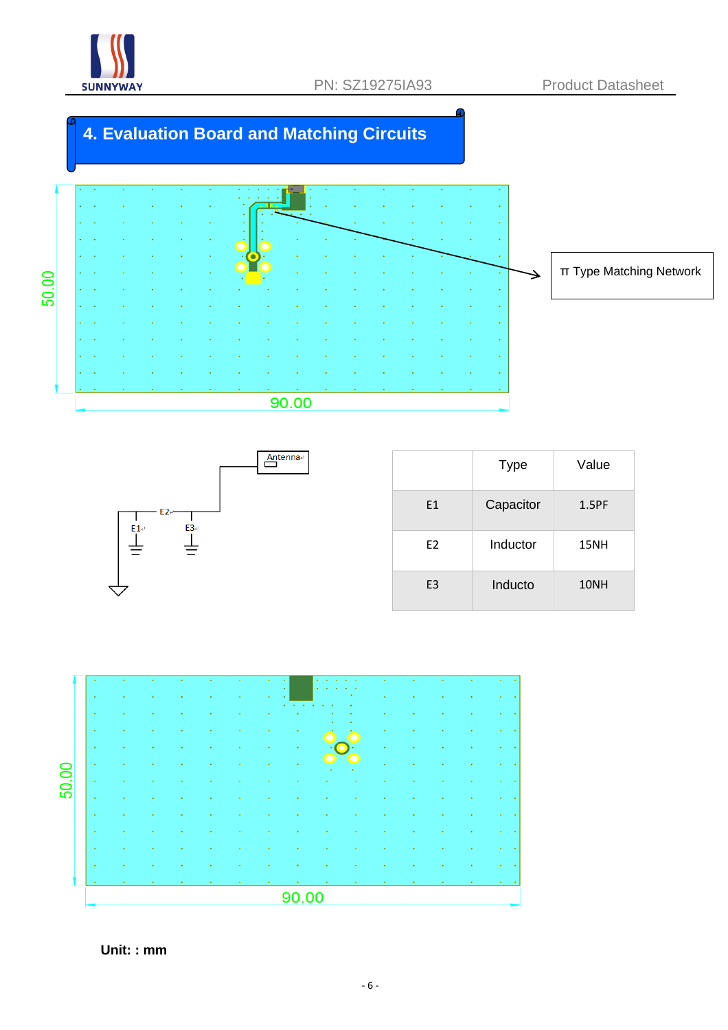# 4. Evaluation Board and Matching Circuits

50.00

90.00

π Type Matching Network

Antenna

E1 E2 E3

| | Type | Value |
|---|---|---|
| E1 | Capacitor | 1.5PF |
| E2 | Inductor | 15NH |
| E3 | Inducto | 10NH |

50.00

90.00

**Unit: : mm**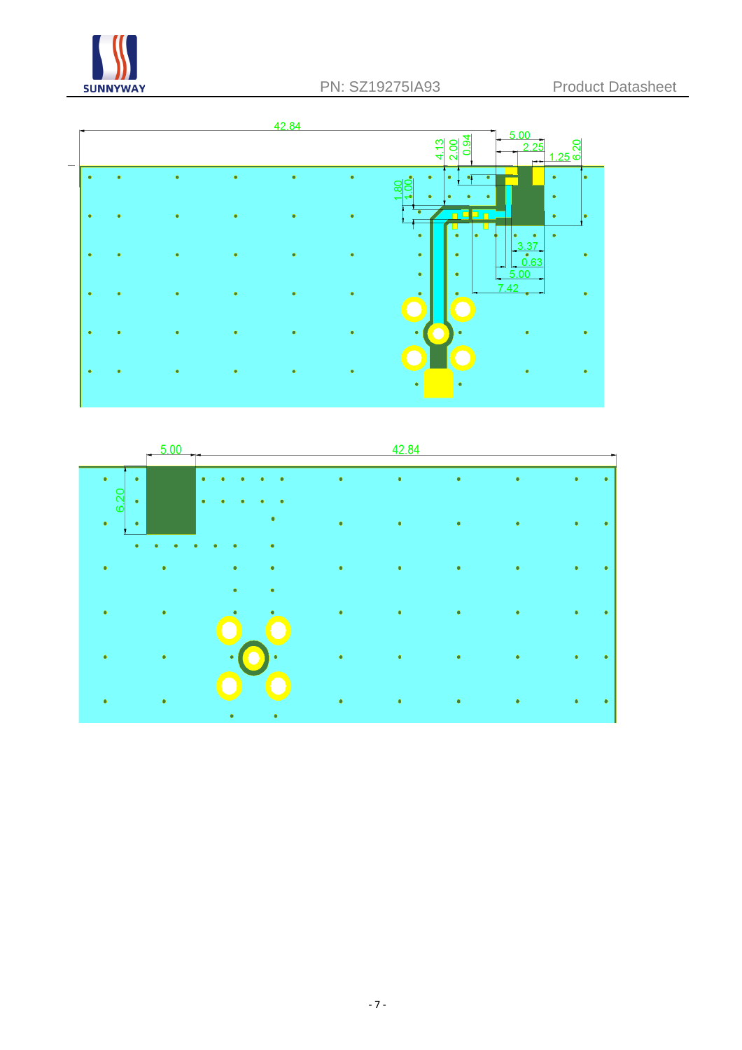42.84

5.00

2.25

1.25

6.20

4.13

2.00

0.94

1.80

1.00

3.37

0.63

5.00

7.42

5.00

42.84

6.20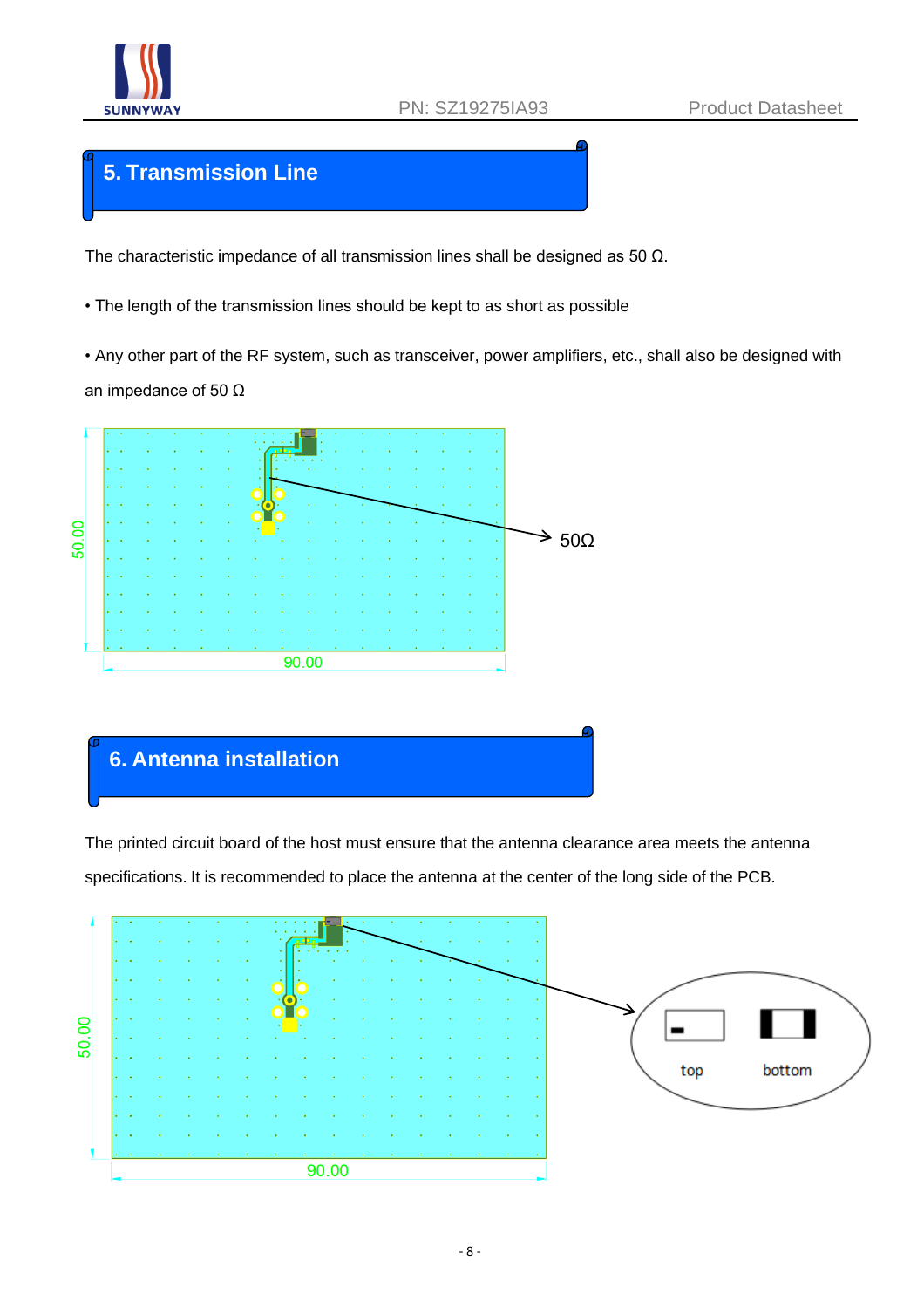## 5. Transmission Line

The characteristic impedance of all transmission lines shall be designed as 50 Ω.

• The length of the transmission lines should be kept to as short as possible

• Any other part of the RF system, such as transceiver, power amplifiers, etc., shall also be designed with an impedance of 50 Ω

50.00

90.00

50Ω

## 6. Antenna installation

The printed circuit board of the host must ensure that the antenna clearance area meets the antenna specifications. It is recommended to place the antenna at the center of the long side of the PCB.

50.00

90.00

top

bottom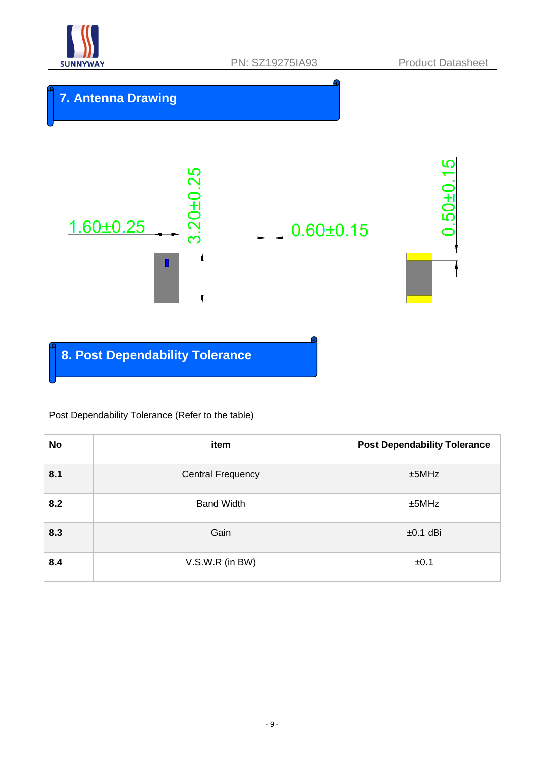## 7. Antenna Drawing

1.60±0.25

3.20±0.25

0.60±0.15

0.50±0.15

## 8. Post Dependability Tolerance

Post Dependability Tolerance (Refer to the table)

| No | item | Post Dependability Tolerance |
|---|---|---|
| 8.1 | Central Frequency | ±5MHz |
| 8.2 | Band Width | ±5MHz |
| 8.3 | Gain | ±0.1 dBi |
| 8.4 | V.S.W.R (in BW) | ±0.1 |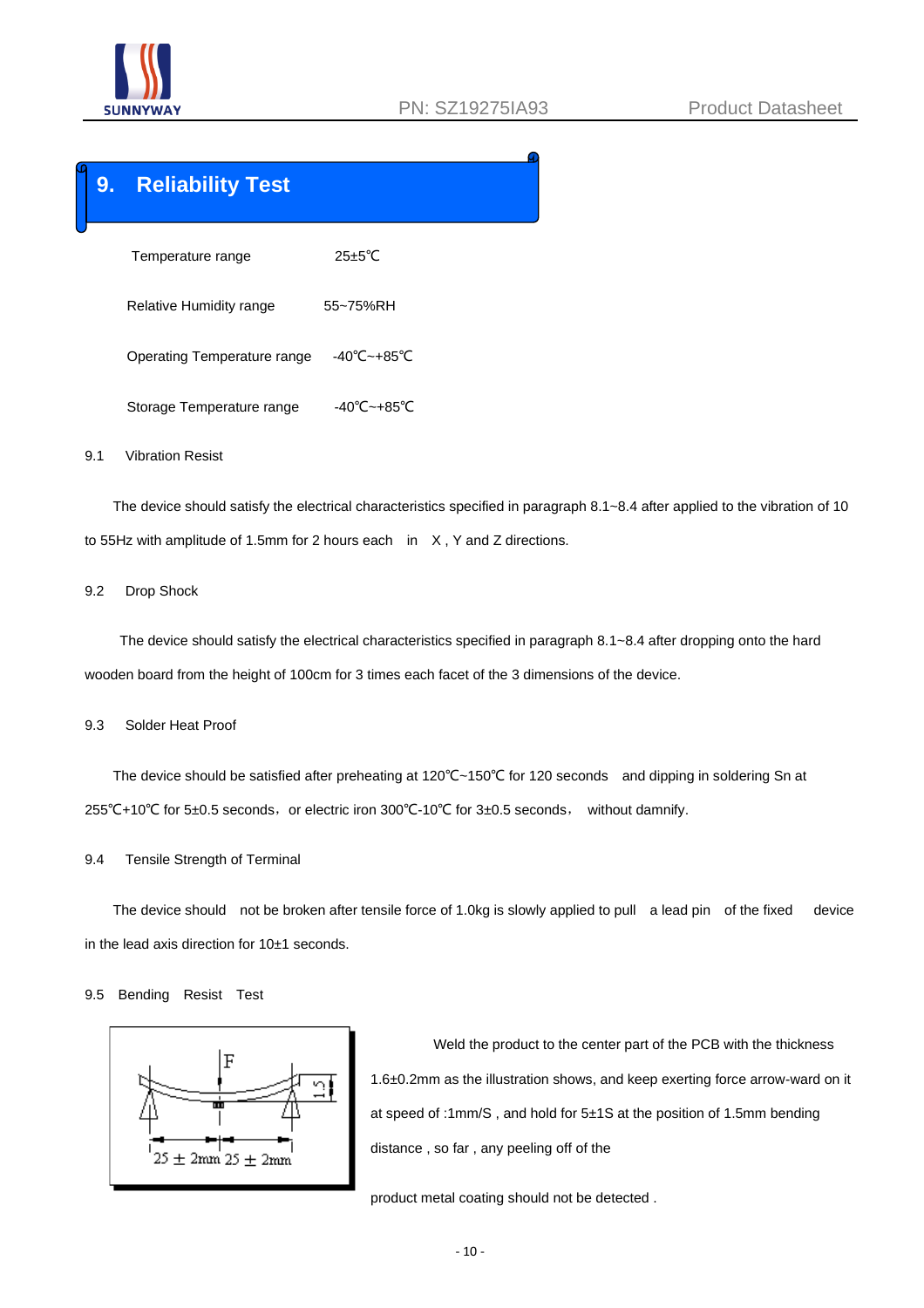# 9. Reliability Test

| | |
|---|---|
| Temperature range | 25±5℃ |
| Relative Humidity range | 55~75%RH |
| Operating Temperature range | -40℃~+85℃ |
| Storage Temperature range | -40℃~+85℃ |

## 9.1 Vibration Resist

The device should satisfy the electrical characteristics specified in paragraph 8.1~8.4 after applied to the vibration of 10 to 55Hz with amplitude of 1.5mm for 2 hours each in X , Y and Z directions.

## 9.2 Drop Shock

The device should satisfy the electrical characteristics specified in paragraph 8.1~8.4 after dropping onto the hard wooden board from the height of 100cm for 3 times each facet of the 3 dimensions of the device.

## 9.3 Solder Heat Proof

The device should be satisfied after preheating at 120℃~150℃ for 120 seconds and dipping in soldering Sn at 255℃+10℃ for 5±0.5 seconds，or electric iron 300℃-10℃ for 3±0.5 seconds， without damnify.

## 9.4 Tensile Strength of Terminal

The device should not be broken after tensile force of 1.0kg is slowly applied to pull a lead pin of the fixed device in the lead axis direction for 10±1 seconds.

## 9.5 Bending Resist Test

F

1.5

25 ± 2mm 25 ± 2mm

Weld the product to the center part of the PCB with the thickness 1.6±0.2mm as the illustration shows, and keep exerting force arrow-ward on it at speed of :1mm/S , and hold for 5±1S at the position of 1.5mm bending distance , so far , any peeling off of the product metal coating should not be detected .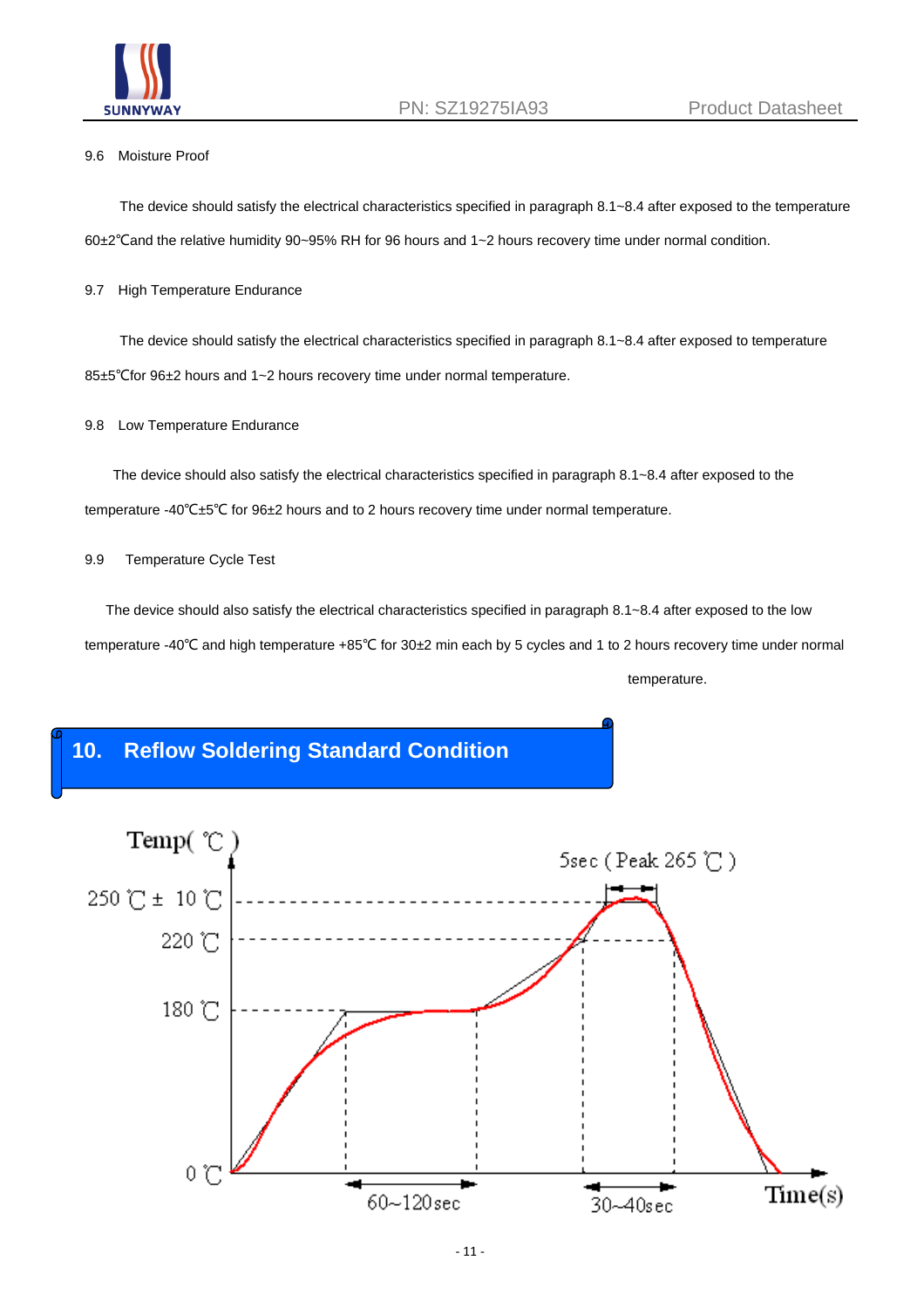9.6 Moisture Proof

The device should satisfy the electrical characteristics specified in paragraph 8.1~8.4 after exposed to the temperature 60±2℃and the relative humidity 90~95% RH for 96 hours and 1~2 hours recovery time under normal condition.

9.7 High Temperature Endurance

The device should satisfy the electrical characteristics specified in paragraph 8.1~8.4 after exposed to temperature 85±5℃for 96±2 hours and 1~2 hours recovery time under normal temperature.

9.8 Low Temperature Endurance

The device should also satisfy the electrical characteristics specified in paragraph 8.1~8.4 after exposed to the temperature -40℃±5℃ for 96±2 hours and to 2 hours recovery time under normal temperature.

9.9 Temperature Cycle Test

The device should also satisfy the electrical characteristics specified in paragraph 8.1~8.4 after exposed to the low temperature -40℃ and high temperature +85℃ for 30±2 min each by 5 cycles and 1 to 2 hours recovery time under normal temperature.

## 10. Reflow Soldering Standard Condition

Temp( ℃ )

250 ℃ ± 10 ℃

220 ℃

180 ℃

0 ℃

5sec ( Peak 265 ℃ )

60~120sec

30~40sec

Time(s)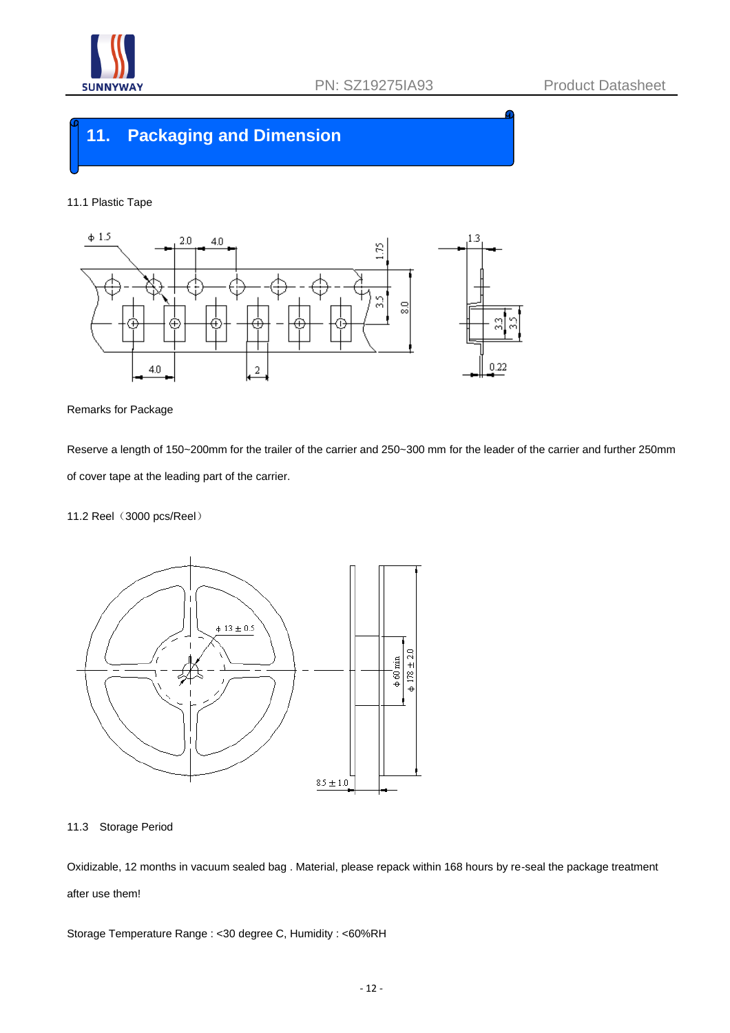## 11. Packaging and Dimension

11.1 Plastic Tape

ϕ 1.5
2.0
4.0
1.75
3.5
8.0
4.0
2
1.3
3.3
3.5
0.22

Remarks for Package

Reserve a length of 150~200mm for the trailer of the carrier and 250~300 mm for the leader of the carrier and further 250mm of cover tape at the leading part of the carrier.

11.2 Reel（3000 pcs/Reel）

ϕ 13 ± 0.5
ϕ 60 min
ϕ 178 ± 2.0
8.5 ± 1.0

11.3 Storage Period

Oxidizable, 12 months in vacuum sealed bag . Material, please repack within 168 hours by re-seal the package treatment after use them!

Storage Temperature Range : <30 degree C, Humidity : <60%RH